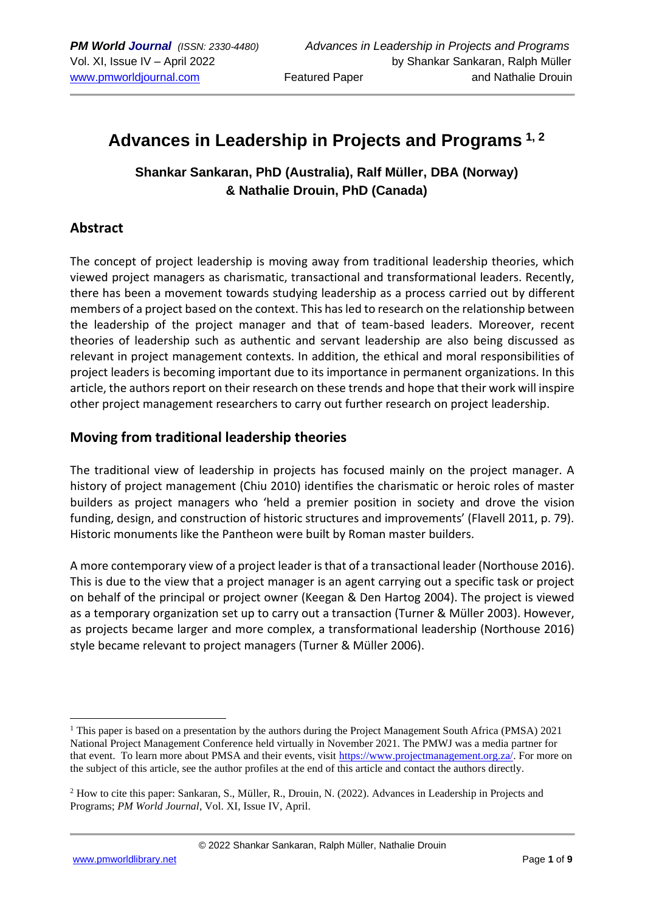# Advances in Leadership in Projects and Programs [1, 2]

**Shankar Sankaran, PhD (Australia), Ralf Müller, DBA (Norway) & Nathalie Drouin, PhD (Canada)**

## Abstract

The concept of project leadership is moving away from traditional leadership theories, which viewed project managers as charismatic, transactional and transformational leaders. Recently, there has been a movement towards studying leadership as a process carried out by different members of a project based on the context. This has led to research on the relationship between the leadership of the project manager and that of team-based leaders. Moreover, recent theories of leadership such as authentic and servant leadership are also being discussed as relevant in project management contexts. In addition, the ethical and moral responsibilities of project leaders is becoming important due to its importance in permanent organizations. In this article, the authors report on their research on these trends and hope that their work will inspire other project management researchers to carry out further research on project leadership.

## Moving from traditional leadership theories

The traditional view of leadership in projects has focused mainly on the project manager. A history of project management (Chiu 2010) identifies the charismatic or heroic roles of master builders as project managers who 'held a premier position in society and drove the vision funding, design, and construction of historic structures and improvements' (Flavell 2011, p. 79). Historic monuments like the Pantheon were built by Roman master builders.

A more contemporary view of a project leader is that of a transactional leader (Northouse 2016). This is due to the view that a project manager is an agent carrying out a specific task or project on behalf of the principal or project owner (Keegan & Den Hartog 2004). The project is viewed as a temporary organization set up to carry out a transaction (Turner & Müller 2003). However, as projects became larger and more complex, a transformational leadership (Northouse 2016) style became relevant to project managers (Turner & Müller 2006).

---

[1] This paper is based on a presentation by the authors during the Project Management South Africa (PMSA) 2021 National Project Management Conference held virtually in November 2021. The PMWJ was a media partner for that event. To learn more about PMSA and their events, visit https://www.projectmanagement.org.za/. For more on the subject of this article, see the author profiles at the end of this article and contact the authors directly.

[2] How to cite this paper: Sankaran, S., Müller, R., Drouin, N. (2022). Advances in Leadership in Projects and Programs; *PM World Journal*, Vol. XI, Issue IV, April.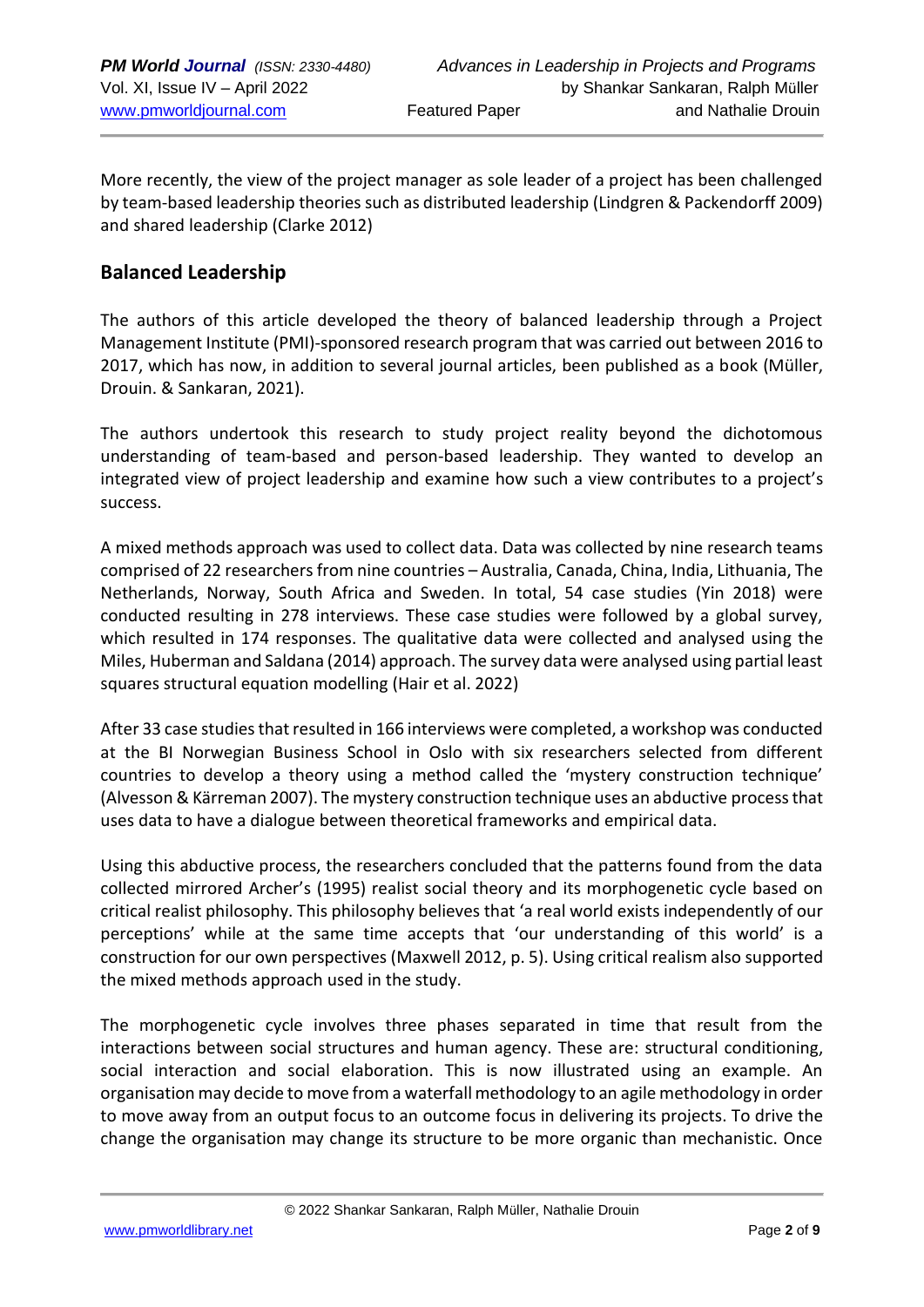More recently, the view of the project manager as sole leader of a project has been challenged by team-based leadership theories such as distributed leadership (Lindgren & Packendorff 2009) and shared leadership (Clarke 2012)

## Balanced Leadership

The authors of this article developed the theory of balanced leadership through a Project Management Institute (PMI)-sponsored research program that was carried out between 2016 to 2017, which has now, in addition to several journal articles, been published as a book (Müller, Drouin. & Sankaran, 2021).

The authors undertook this research to study project reality beyond the dichotomous understanding of team-based and person-based leadership. They wanted to develop an integrated view of project leadership and examine how such a view contributes to a project's success.

A mixed methods approach was used to collect data. Data was collected by nine research teams comprised of 22 researchers from nine countries – Australia, Canada, China, India, Lithuania, The Netherlands, Norway, South Africa and Sweden. In total, 54 case studies (Yin 2018) were conducted resulting in 278 interviews. These case studies were followed by a global survey, which resulted in 174 responses. The qualitative data were collected and analysed using the Miles, Huberman and Saldana (2014) approach. The survey data were analysed using partial least squares structural equation modelling (Hair et al. 2022)

After 33 case studies that resulted in 166 interviews were completed, a workshop was conducted at the BI Norwegian Business School in Oslo with six researchers selected from different countries to develop a theory using a method called the 'mystery construction technique' (Alvesson & Kärreman 2007). The mystery construction technique uses an abductive process that uses data to have a dialogue between theoretical frameworks and empirical data.

Using this abductive process, the researchers concluded that the patterns found from the data collected mirrored Archer's (1995) realist social theory and its morphogenetic cycle based on critical realist philosophy. This philosophy believes that 'a real world exists independently of our perceptions' while at the same time accepts that 'our understanding of this world' is a construction for our own perspectives (Maxwell 2012, p. 5). Using critical realism also supported the mixed methods approach used in the study.

The morphogenetic cycle involves three phases separated in time that result from the interactions between social structures and human agency. These are: structural conditioning, social interaction and social elaboration. This is now illustrated using an example. An organisation may decide to move from a waterfall methodology to an agile methodology in order to move away from an output focus to an outcome focus in delivering its projects. To drive the change the organisation may change its structure to be more organic than mechanistic. Once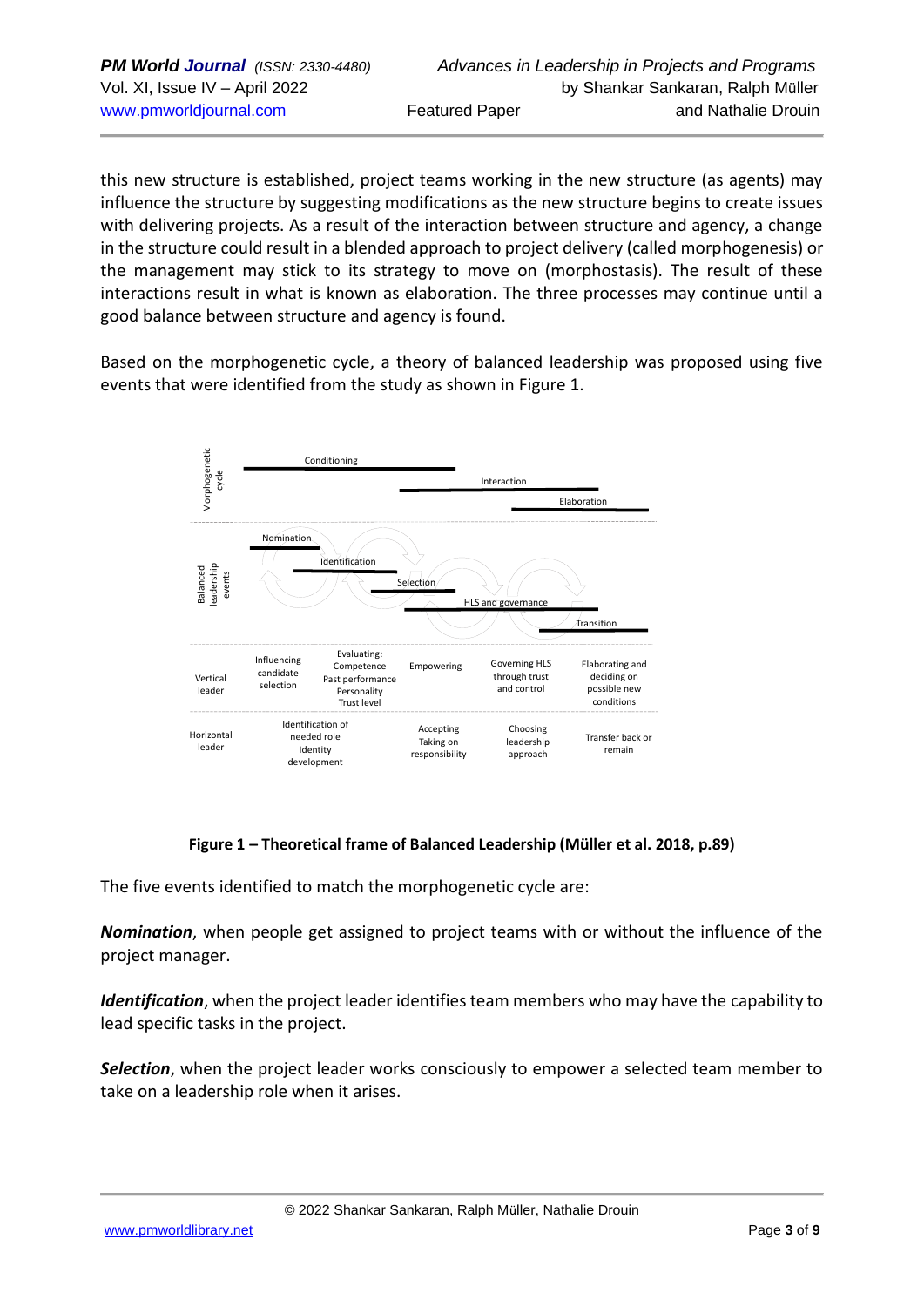this new structure is established, project teams working in the new structure (as agents) may influence the structure by suggesting modifications as the new structure begins to create issues with delivering projects. As a result of the interaction between structure and agency, a change in the structure could result in a blended approach to project delivery (called morphogenesis) or the management may stick to its strategy to move on (morphostasis). The result of these interactions result in what is known as elaboration. The three processes may continue until a good balance between structure and agency is found.

Based on the morphogenetic cycle, a theory of balanced leadership was proposed using five events that were identified from the study as shown in Figure 1.

| | | | | | |
|---|---|---|---|---|---|
| Morphogenetic cycle | Conditioning | | Interaction | | Elaboration |
| Balanced leadership events | Nomination | Identification | Selection | HLS and governance | Transition |
| Vertical leader | Influencing candidate selection | Evaluating: Competence, Past performance, Personality, Trust level | Empowering | Governing HLS through trust and control | Elaborating and deciding on possible new conditions |
| Horizontal leader | Identification of needed role, Identity development | | Accepting, Taking on responsibility | Choosing leadership approach | Transfer back or remain |

**Figure 1 – Theoretical frame of Balanced Leadership (Müller et al. 2018, p.89)**

The five events identified to match the morphogenetic cycle are:

***Nomination***, when people get assigned to project teams with or without the influence of the project manager.

***Identification***, when the project leader identifies team members who may have the capability to lead specific tasks in the project.

***Selection***, when the project leader works consciously to empower a selected team member to take on a leadership role when it arises.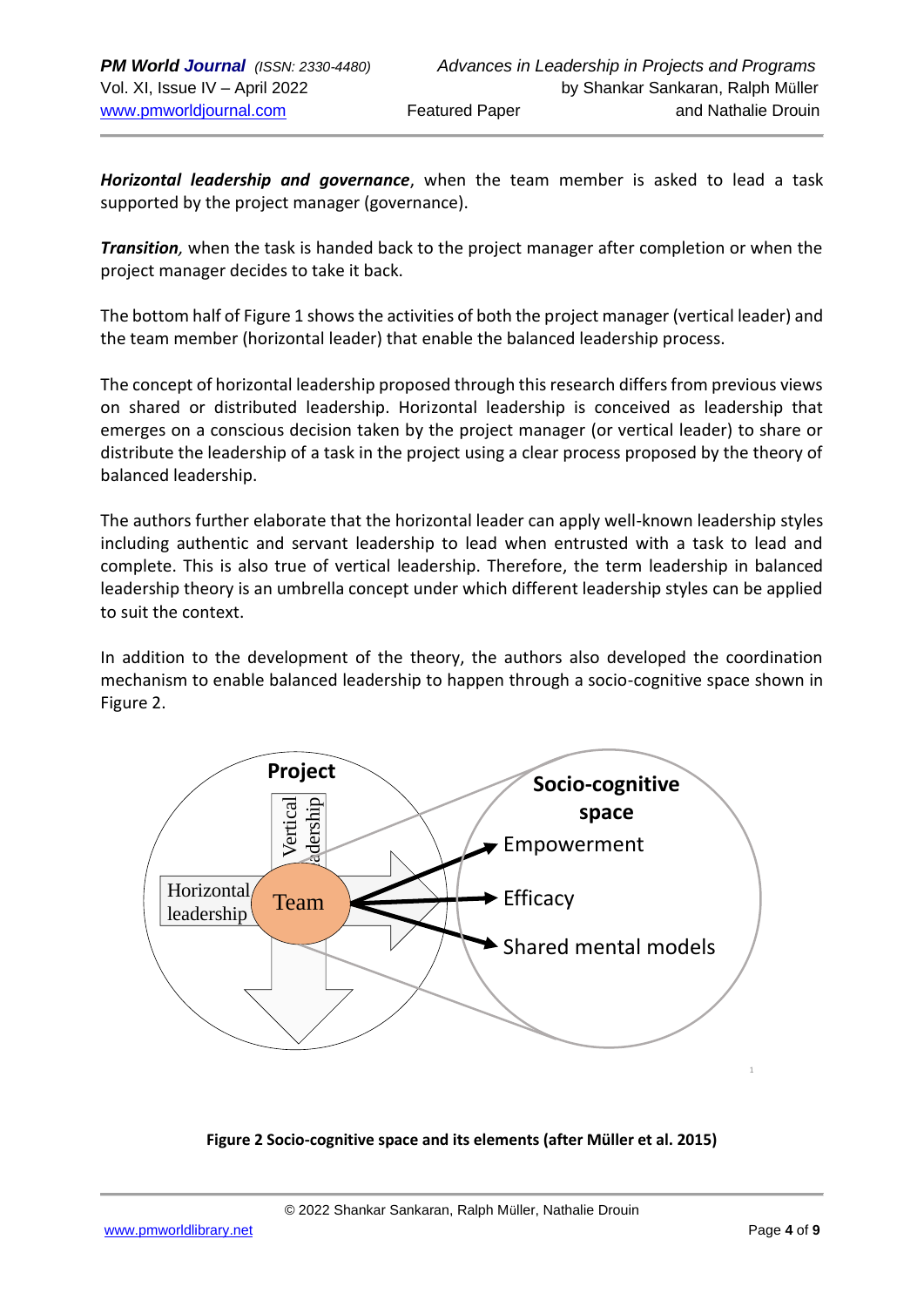***Horizontal leadership and governance***, when the team member is asked to lead a task supported by the project manager (governance).

***Transition,*** when the task is handed back to the project manager after completion or when the project manager decides to take it back.

The bottom half of Figure 1 shows the activities of both the project manager (vertical leader) and the team member (horizontal leader) that enable the balanced leadership process.

The concept of horizontal leadership proposed through this research differs from previous views on shared or distributed leadership. Horizontal leadership is conceived as leadership that emerges on a conscious decision taken by the project manager (or vertical leader) to share or distribute the leadership of a task in the project using a clear process proposed by the theory of balanced leadership.

The authors further elaborate that the horizontal leader can apply well-known leadership styles including authentic and servant leadership to lead when entrusted with a task to lead and complete. This is also true of vertical leadership. Therefore, the term leadership in balanced leadership theory is an umbrella concept under which different leadership styles can be applied to suit the context.

In addition to the development of the theory, the authors also developed the coordination mechanism to enable balanced leadership to happen through a socio-cognitive space shown in Figure 2.

**Figure 2 Socio-cognitive space and its elements (after Müller et al. 2015)**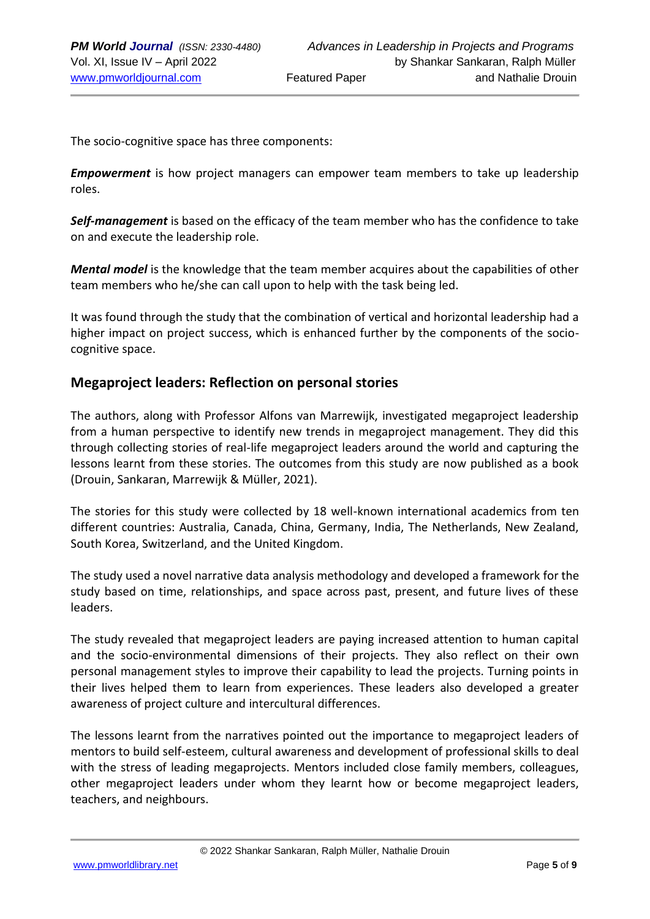The socio-cognitive space has three components:

***Empowerment*** is how project managers can empower team members to take up leadership roles.

***Self-management*** is based on the efficacy of the team member who has the confidence to take on and execute the leadership role.

***Mental model*** is the knowledge that the team member acquires about the capabilities of other team members who he/she can call upon to help with the task being led.

It was found through the study that the combination of vertical and horizontal leadership had a higher impact on project success, which is enhanced further by the components of the socio-cognitive space.

## Megaproject leaders: Reflection on personal stories

The authors, along with Professor Alfons van Marrewijk, investigated megaproject leadership from a human perspective to identify new trends in megaproject management. They did this through collecting stories of real-life megaproject leaders around the world and capturing the lessons learnt from these stories. The outcomes from this study are now published as a book (Drouin, Sankaran, Marrewijk & Müller, 2021).

The stories for this study were collected by 18 well-known international academics from ten different countries: Australia, Canada, China, Germany, India, The Netherlands, New Zealand, South Korea, Switzerland, and the United Kingdom.

The study used a novel narrative data analysis methodology and developed a framework for the study based on time, relationships, and space across past, present, and future lives of these leaders.

The study revealed that megaproject leaders are paying increased attention to human capital and the socio-environmental dimensions of their projects. They also reflect on their own personal management styles to improve their capability to lead the projects. Turning points in their lives helped them to learn from experiences. These leaders also developed a greater awareness of project culture and intercultural differences.

The lessons learnt from the narratives pointed out the importance to megaproject leaders of mentors to build self-esteem, cultural awareness and development of professional skills to deal with the stress of leading megaprojects. Mentors included close family members, colleagues, other megaproject leaders under whom they learnt how or become megaproject leaders, teachers, and neighbours.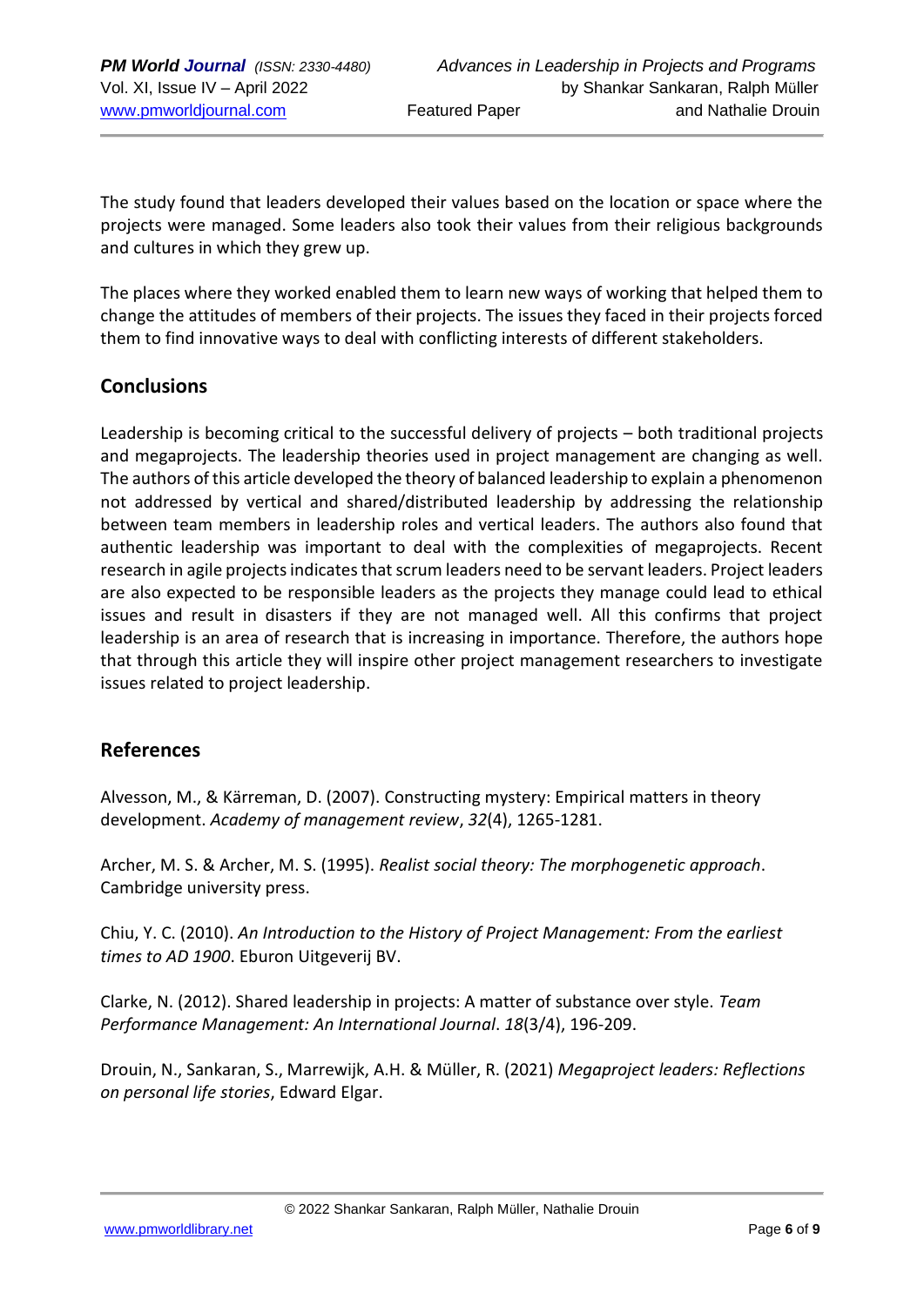The study found that leaders developed their values based on the location or space where the projects were managed. Some leaders also took their values from their religious backgrounds and cultures in which they grew up.

The places where they worked enabled them to learn new ways of working that helped them to change the attitudes of members of their projects. The issues they faced in their projects forced them to find innovative ways to deal with conflicting interests of different stakeholders.

## Conclusions

Leadership is becoming critical to the successful delivery of projects – both traditional projects and megaprojects. The leadership theories used in project management are changing as well. The authors of this article developed the theory of balanced leadership to explain a phenomenon not addressed by vertical and shared/distributed leadership by addressing the relationship between team members in leadership roles and vertical leaders. The authors also found that authentic leadership was important to deal with the complexities of megaprojects. Recent research in agile projects indicates that scrum leaders need to be servant leaders. Project leaders are also expected to be responsible leaders as the projects they manage could lead to ethical issues and result in disasters if they are not managed well. All this confirms that project leadership is an area of research that is increasing in importance. Therefore, the authors hope that through this article they will inspire other project management researchers to investigate issues related to project leadership.

## References

Alvesson, M., & Kärreman, D. (2007). Constructing mystery: Empirical matters in theory development. *Academy of management review*, *32*(4), 1265-1281.

Archer, M. S. & Archer, M. S. (1995). *Realist social theory: The morphogenetic approach*. Cambridge university press.

Chiu, Y. C. (2010). *An Introduction to the History of Project Management: From the earliest times to AD 1900*. Eburon Uitgeverij BV.

Clarke, N. (2012). Shared leadership in projects: A matter of substance over style. *Team Performance Management: An International Journal*. *18*(3/4), 196-209.

Drouin, N., Sankaran, S., Marrewijk, A.H. & Müller, R. (2021) *Megaproject leaders: Reflections on personal life stories*, Edward Elgar.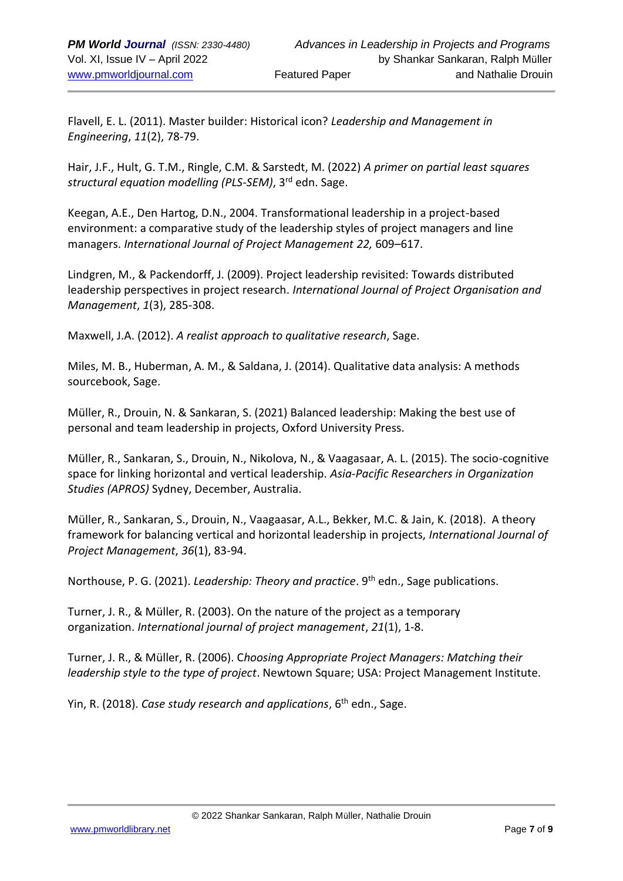Flavell, E. L. (2011). Master builder: Historical icon? *Leadership and Management in Engineering*, *11*(2), 78-79.

Hair, J.F., Hult, G. T.M., Ringle, C.M. & Sarstedt, M. (2022) *A primer on partial least squares structural equation modelling (PLS-SEM)*, 3rd edn. Sage.

Keegan, A.E., Den Hartog, D.N., 2004. Transformational leadership in a project-based environment: a comparative study of the leadership styles of project managers and line managers. *International Journal of Project Management 22,* 609–617.

Lindgren, M., & Packendorff, J. (2009). Project leadership revisited: Towards distributed leadership perspectives in project research. *International Journal of Project Organisation and Management*, *1*(3), 285-308.

Maxwell, J.A. (2012). *A realist approach to qualitative research*, Sage.

Miles, M. B., Huberman, A. M., & Saldana, J. (2014). Qualitative data analysis: A methods sourcebook, Sage.

Müller, R., Drouin, N. & Sankaran, S. (2021) Balanced leadership: Making the best use of personal and team leadership in projects, Oxford University Press.

Müller, R., Sankaran, S., Drouin, N., Nikolova, N., & Vaagasaar, A. L. (2015). The socio-cognitive space for linking horizontal and vertical leadership. *Asia-Pacific Researchers in Organization Studies (APROS)* Sydney, December, Australia.

Müller, R., Sankaran, S., Drouin, N., Vaagaasar, A.L., Bekker, M.C. & Jain, K. (2018). A theory framework for balancing vertical and horizontal leadership in projects, *International Journal of Project Management*, *36*(1), 83-94.

Northouse, P. G. (2021). *Leadership: Theory and practice*. 9th edn., Sage publications.

Turner, J. R., & Müller, R. (2003). On the nature of the project as a temporary organization. *International journal of project management*, *21*(1), 1-8.

Turner, J. R., & Müller, R. (2006). C*hoosing Appropriate Project Managers: Matching their leadership style to the type of project*. Newtown Square; USA: Project Management Institute.

Yin, R. (2018). *Case study research and applications*, 6th edn., Sage.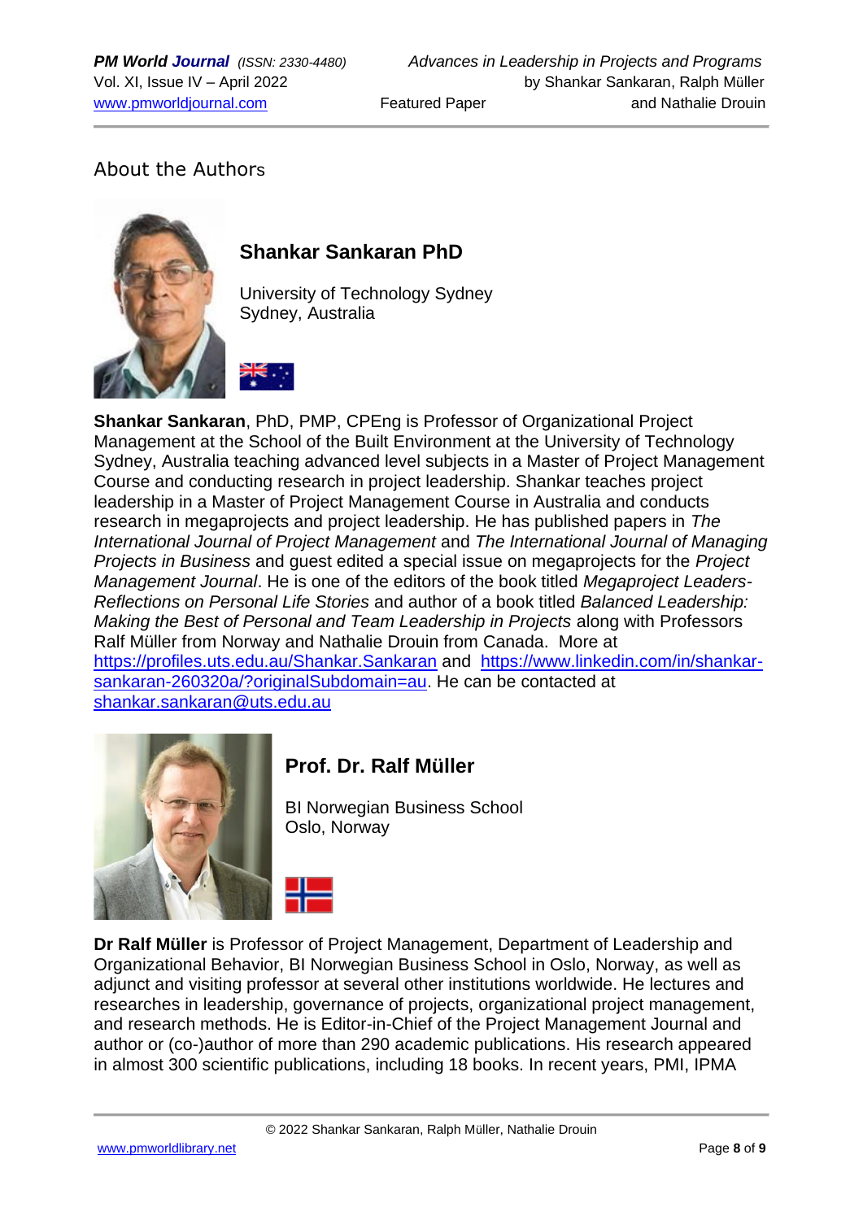## About the Authors

### Shankar Sankaran PhD

University of Technology Sydney
Sydney, Australia

**Shankar Sankaran**, PhD, PMP, CPEng is Professor of Organizational Project Management at the School of the Built Environment at the University of Technology Sydney, Australia teaching advanced level subjects in a Master of Project Management Course and conducting research in project leadership. Shankar teaches project leadership in a Master of Project Management Course in Australia and conducts research in megaprojects and project leadership. He has published papers in *The International Journal of Project Management* and *The International Journal of Managing Projects in Business* and guest edited a special issue on megaprojects for the *Project Management Journal*. He is one of the editors of the book titled *Megaproject Leaders- Reflections on Personal Life Stories* and author of a book titled *Balanced Leadership: Making the Best of Personal and Team Leadership in Projects* along with Professors Ralf Müller from Norway and Nathalie Drouin from Canada. More at https://profiles.uts.edu.au/Shankar.Sankaran and https://www.linkedin.com/in/shankar-sankaran-260320a/?originalSubdomain=au. He can be contacted at shankar.sankaran@uts.edu.au

### Prof. Dr. Ralf Müller

BI Norwegian Business School
Oslo, Norway

**Dr Ralf Müller** is Professor of Project Management, Department of Leadership and Organizational Behavior, BI Norwegian Business School in Oslo, Norway, as well as adjunct and visiting professor at several other institutions worldwide. He lectures and researches in leadership, governance of projects, organizational project management, and research methods. He is Editor-in-Chief of the Project Management Journal and author or (co-)author of more than 290 academic publications. His research appeared in almost 300 scientific publications, including 18 books. In recent years, PMI, IPMA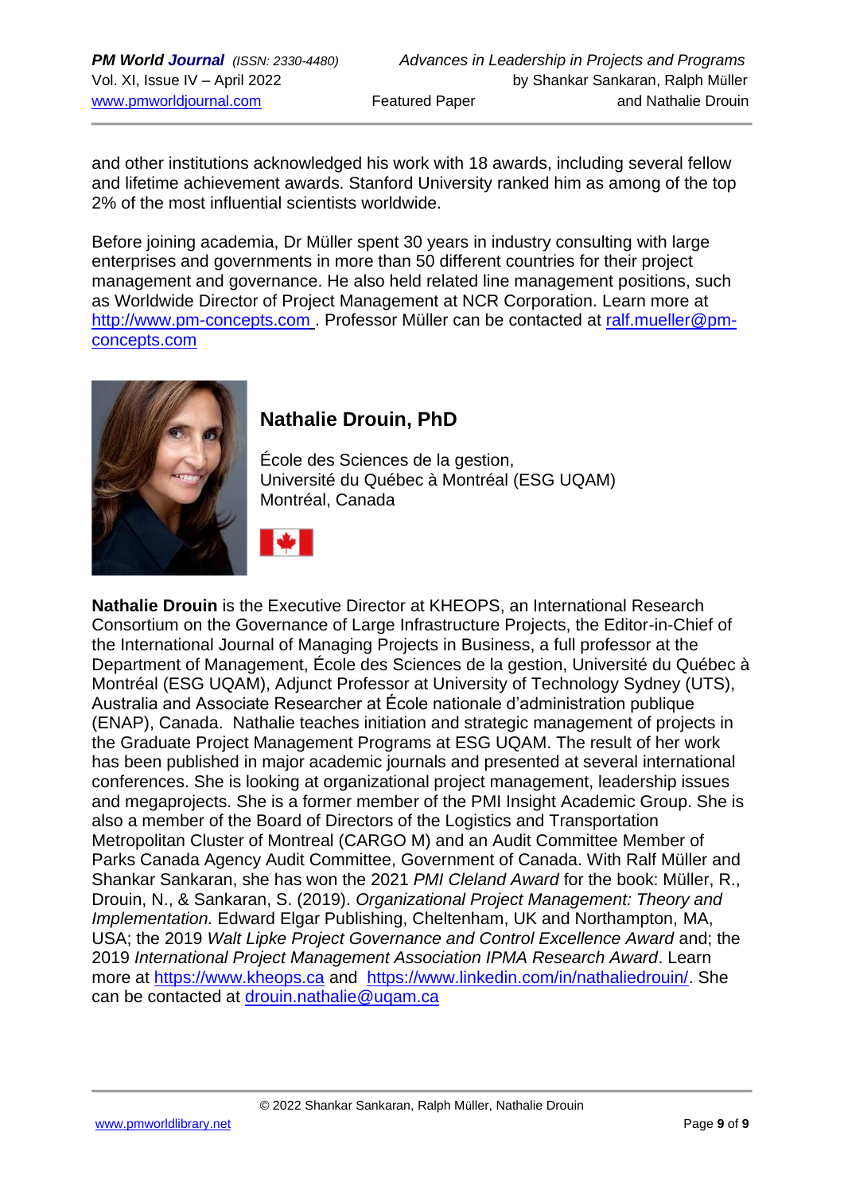and other institutions acknowledged his work with 18 awards, including several fellow and lifetime achievement awards. Stanford University ranked him as among of the top 2% of the most influential scientists worldwide.

Before joining academia, Dr Müller spent 30 years in industry consulting with large enterprises and governments in more than 50 different countries for their project management and governance. He also held related line management positions, such as Worldwide Director of Project Management at NCR Corporation. Learn more at http://www.pm-concepts.com . Professor Müller can be contacted at ralf.mueller@pm-concepts.com

## Nathalie Drouin, PhD

École des Sciences de la gestion,
Université du Québec à Montréal (ESG UQAM)
Montréal, Canada

**Nathalie Drouin** is the Executive Director at KHEOPS, an International Research Consortium on the Governance of Large Infrastructure Projects, the Editor-in-Chief of the International Journal of Managing Projects in Business, a full professor at the Department of Management, École des Sciences de la gestion, Université du Québec à Montréal (ESG UQAM), Adjunct Professor at University of Technology Sydney (UTS), Australia and Associate Researcher at École nationale d'administration publique (ENAP), Canada. Nathalie teaches initiation and strategic management of projects in the Graduate Project Management Programs at ESG UQAM. The result of her work has been published in major academic journals and presented at several international conferences. She is looking at organizational project management, leadership issues and megaprojects. She is a former member of the PMI Insight Academic Group. She is also a member of the Board of Directors of the Logistics and Transportation Metropolitan Cluster of Montreal (CARGO M) and an Audit Committee Member of Parks Canada Agency Audit Committee, Government of Canada. With Ralf Müller and Shankar Sankaran, she has won the 2021 *PMI Cleland Award* for the book: Müller, R., Drouin, N., & Sankaran, S. (2019). *Organizational Project Management: Theory and Implementation.* Edward Elgar Publishing, Cheltenham, UK and Northampton, MA, USA; the 2019 *Walt Lipke Project Governance and Control Excellence Award* and; the 2019 *International Project Management Association IPMA Research Award*. Learn more at https://www.kheops.ca and https://www.linkedin.com/in/nathaliedrouin/. She can be contacted at drouin.nathalie@uqam.ca